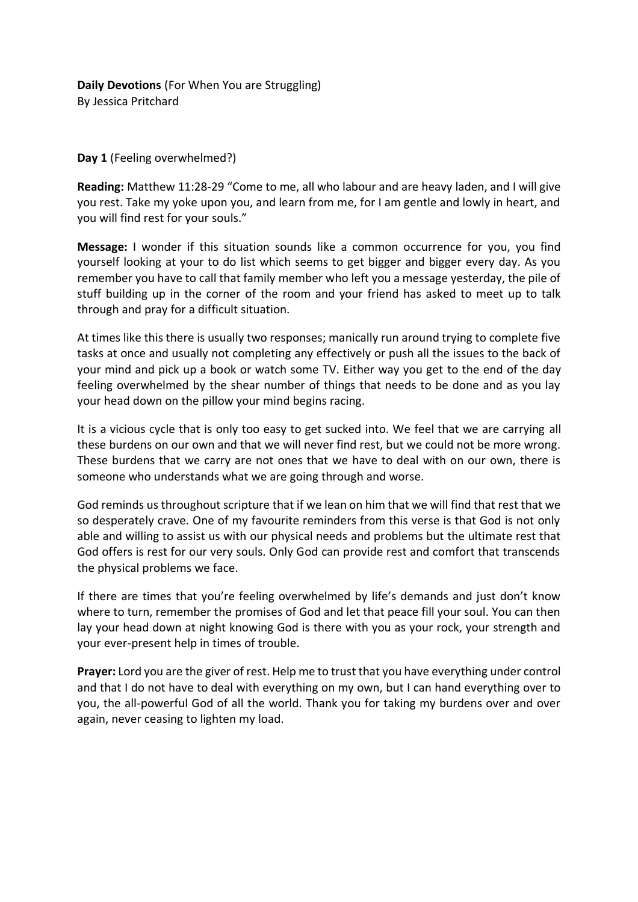**Daily Devotions** (For When You are Struggling)
By Jessica Pritchard

**Day 1** (Feeling overwhelmed?)

**Reading:** Matthew 11:28-29 "Come to me, all who labour and are heavy laden, and I will give you rest. Take my yoke upon you, and learn from me, for I am gentle and lowly in heart, and you will find rest for your souls."

**Message:** I wonder if this situation sounds like a common occurrence for you, you find yourself looking at your to do list which seems to get bigger and bigger every day. As you remember you have to call that family member who left you a message yesterday, the pile of stuff building up in the corner of the room and your friend has asked to meet up to talk through and pray for a difficult situation.

At times like this there is usually two responses; manically run around trying to complete five tasks at once and usually not completing any effectively or push all the issues to the back of your mind and pick up a book or watch some TV. Either way you get to the end of the day feeling overwhelmed by the shear number of things that needs to be done and as you lay your head down on the pillow your mind begins racing.

It is a vicious cycle that is only too easy to get sucked into. We feel that we are carrying all these burdens on our own and that we will never find rest, but we could not be more wrong. These burdens that we carry are not ones that we have to deal with on our own, there is someone who understands what we are going through and worse.

God reminds us throughout scripture that if we lean on him that we will find that rest that we so desperately crave. One of my favourite reminders from this verse is that God is not only able and willing to assist us with our physical needs and problems but the ultimate rest that God offers is rest for our very souls. Only God can provide rest and comfort that transcends the physical problems we face.

If there are times that you're feeling overwhelmed by life's demands and just don't know where to turn, remember the promises of God and let that peace fill your soul. You can then lay your head down at night knowing God is there with you as your rock, your strength and your ever-present help in times of trouble.

**Prayer:** Lord you are the giver of rest. Help me to trust that you have everything under control and that I do not have to deal with everything on my own, but I can hand everything over to you, the all-powerful God of all the world. Thank you for taking my burdens over and over again, never ceasing to lighten my load.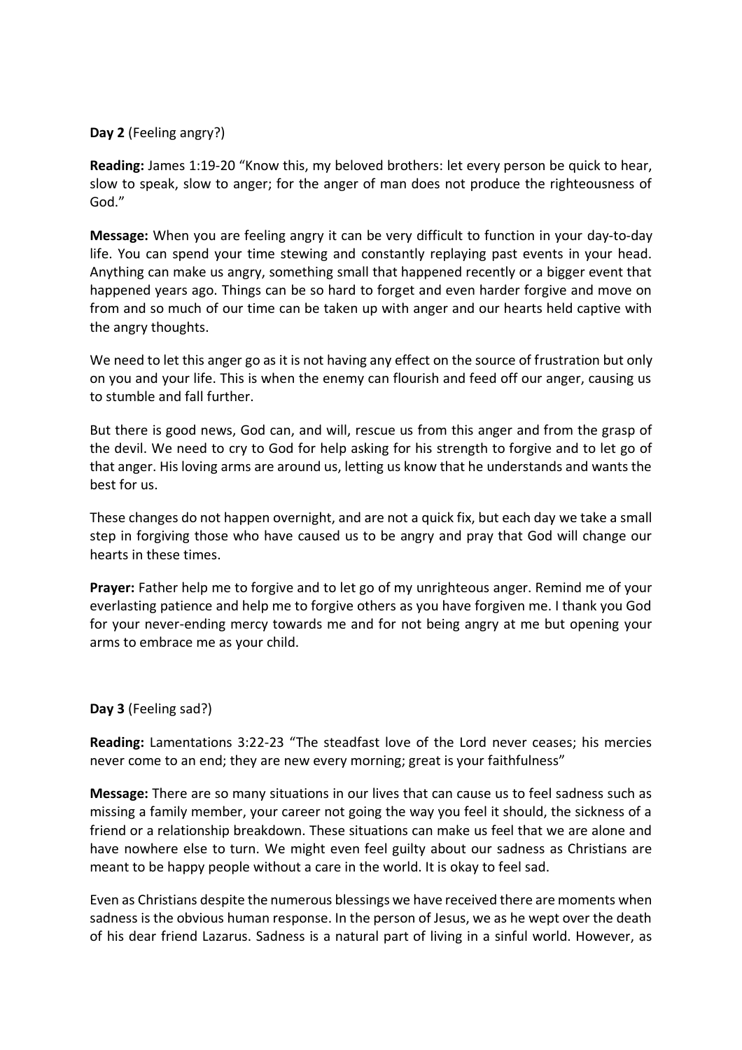**Day 2** (Feeling angry?)

**Reading:** James 1:19-20 "Know this, my beloved brothers: let every person be quick to hear, slow to speak, slow to anger; for the anger of man does not produce the righteousness of God."

**Message:** When you are feeling angry it can be very difficult to function in your day-to-day life. You can spend your time stewing and constantly replaying past events in your head. Anything can make us angry, something small that happened recently or a bigger event that happened years ago. Things can be so hard to forget and even harder forgive and move on from and so much of our time can be taken up with anger and our hearts held captive with the angry thoughts.

We need to let this anger go as it is not having any effect on the source of frustration but only on you and your life. This is when the enemy can flourish and feed off our anger, causing us to stumble and fall further.

But there is good news, God can, and will, rescue us from this anger and from the grasp of the devil. We need to cry to God for help asking for his strength to forgive and to let go of that anger. His loving arms are around us, letting us know that he understands and wants the best for us.

These changes do not happen overnight, and are not a quick fix, but each day we take a small step in forgiving those who have caused us to be angry and pray that God will change our hearts in these times.

**Prayer:** Father help me to forgive and to let go of my unrighteous anger. Remind me of your everlasting patience and help me to forgive others as you have forgiven me. I thank you God for your never-ending mercy towards me and for not being angry at me but opening your arms to embrace me as your child.

**Day 3** (Feeling sad?)

**Reading:** Lamentations 3:22-23 "The steadfast love of the Lord never ceases; his mercies never come to an end; they are new every morning; great is your faithfulness"

**Message:** There are so many situations in our lives that can cause us to feel sadness such as missing a family member, your career not going the way you feel it should, the sickness of a friend or a relationship breakdown. These situations can make us feel that we are alone and have nowhere else to turn. We might even feel guilty about our sadness as Christians are meant to be happy people without a care in the world. It is okay to feel sad.

Even as Christians despite the numerous blessings we have received there are moments when sadness is the obvious human response. In the person of Jesus, we as he wept over the death of his dear friend Lazarus. Sadness is a natural part of living in a sinful world. However, as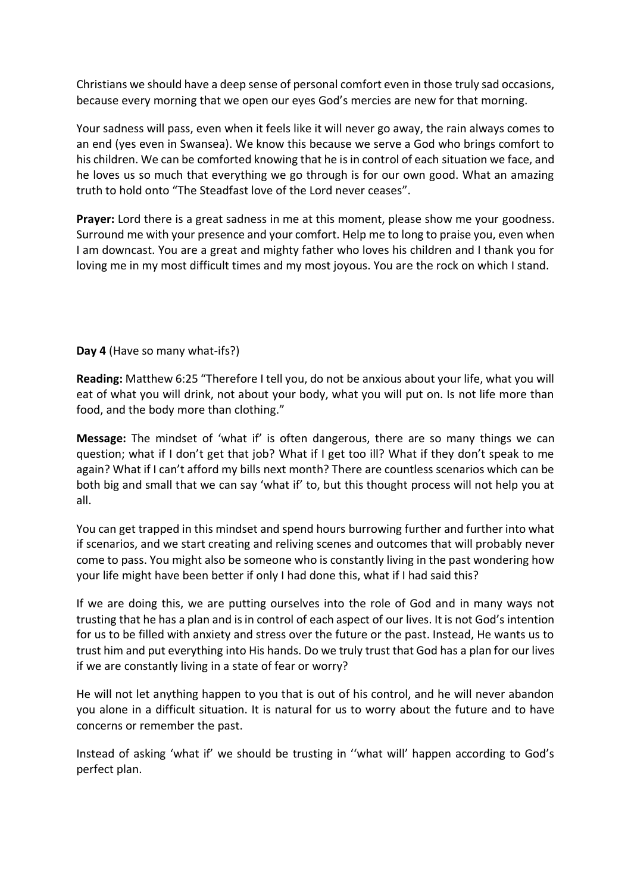Christians we should have a deep sense of personal comfort even in those truly sad occasions, because every morning that we open our eyes God's mercies are new for that morning.

Your sadness will pass, even when it feels like it will never go away, the rain always comes to an end (yes even in Swansea). We know this because we serve a God who brings comfort to his children. We can be comforted knowing that he is in control of each situation we face, and he loves us so much that everything we go through is for our own good. What an amazing truth to hold onto "The Steadfast love of the Lord never ceases".

**Prayer:** Lord there is a great sadness in me at this moment, please show me your goodness. Surround me with your presence and your comfort. Help me to long to praise you, even when I am downcast. You are a great and mighty father who loves his children and I thank you for loving me in my most difficult times and my most joyous. You are the rock on which I stand.

**Day 4** (Have so many what-ifs?)

**Reading:** Matthew 6:25 "Therefore I tell you, do not be anxious about your life, what you will eat of what you will drink, not about your body, what you will put on. Is not life more than food, and the body more than clothing."

**Message:** The mindset of 'what if' is often dangerous, there are so many things we can question; what if I don't get that job? What if I get too ill? What if they don't speak to me again? What if I can't afford my bills next month? There are countless scenarios which can be both big and small that we can say 'what if' to, but this thought process will not help you at all.

You can get trapped in this mindset and spend hours burrowing further and further into what if scenarios, and we start creating and reliving scenes and outcomes that will probably never come to pass. You might also be someone who is constantly living in the past wondering how your life might have been better if only I had done this, what if I had said this?

If we are doing this, we are putting ourselves into the role of God and in many ways not trusting that he has a plan and is in control of each aspect of our lives. It is not God's intention for us to be filled with anxiety and stress over the future or the past. Instead, He wants us to trust him and put everything into His hands. Do we truly trust that God has a plan for our lives if we are constantly living in a state of fear or worry?

He will not let anything happen to you that is out of his control, and he will never abandon you alone in a difficult situation. It is natural for us to worry about the future and to have concerns or remember the past.

Instead of asking 'what if' we should be trusting in ''what will' happen according to God's perfect plan.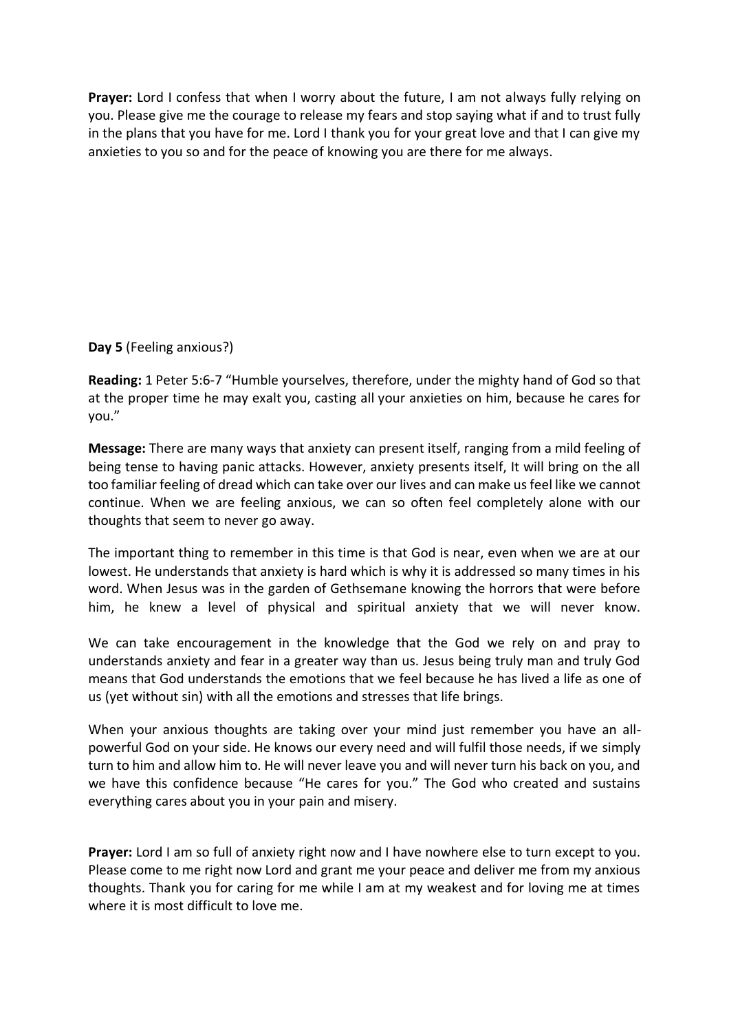**Prayer:** Lord I confess that when I worry about the future, I am not always fully relying on you. Please give me the courage to release my fears and stop saying what if and to trust fully in the plans that you have for me. Lord I thank you for your great love and that I can give my anxieties to you so and for the peace of knowing you are there for me always.

**Day 5** (Feeling anxious?)

**Reading:** 1 Peter 5:6-7 "Humble yourselves, therefore, under the mighty hand of God so that at the proper time he may exalt you, casting all your anxieties on him, because he cares for you."

**Message:** There are many ways that anxiety can present itself, ranging from a mild feeling of being tense to having panic attacks. However, anxiety presents itself, It will bring on the all too familiar feeling of dread which can take over our lives and can make us feel like we cannot continue. When we are feeling anxious, we can so often feel completely alone with our thoughts that seem to never go away.

The important thing to remember in this time is that God is near, even when we are at our lowest. He understands that anxiety is hard which is why it is addressed so many times in his word. When Jesus was in the garden of Gethsemane knowing the horrors that were before him, he knew a level of physical and spiritual anxiety that we will never know.

We can take encouragement in the knowledge that the God we rely on and pray to understands anxiety and fear in a greater way than us. Jesus being truly man and truly God means that God understands the emotions that we feel because he has lived a life as one of us (yet without sin) with all the emotions and stresses that life brings.

When your anxious thoughts are taking over your mind just remember you have an all-powerful God on your side. He knows our every need and will fulfil those needs, if we simply turn to him and allow him to. He will never leave you and will never turn his back on you, and we have this confidence because "He cares for you." The God who created and sustains everything cares about you in your pain and misery.

**Prayer:** Lord I am so full of anxiety right now and I have nowhere else to turn except to you. Please come to me right now Lord and grant me your peace and deliver me from my anxious thoughts. Thank you for caring for me while I am at my weakest and for loving me at times where it is most difficult to love me.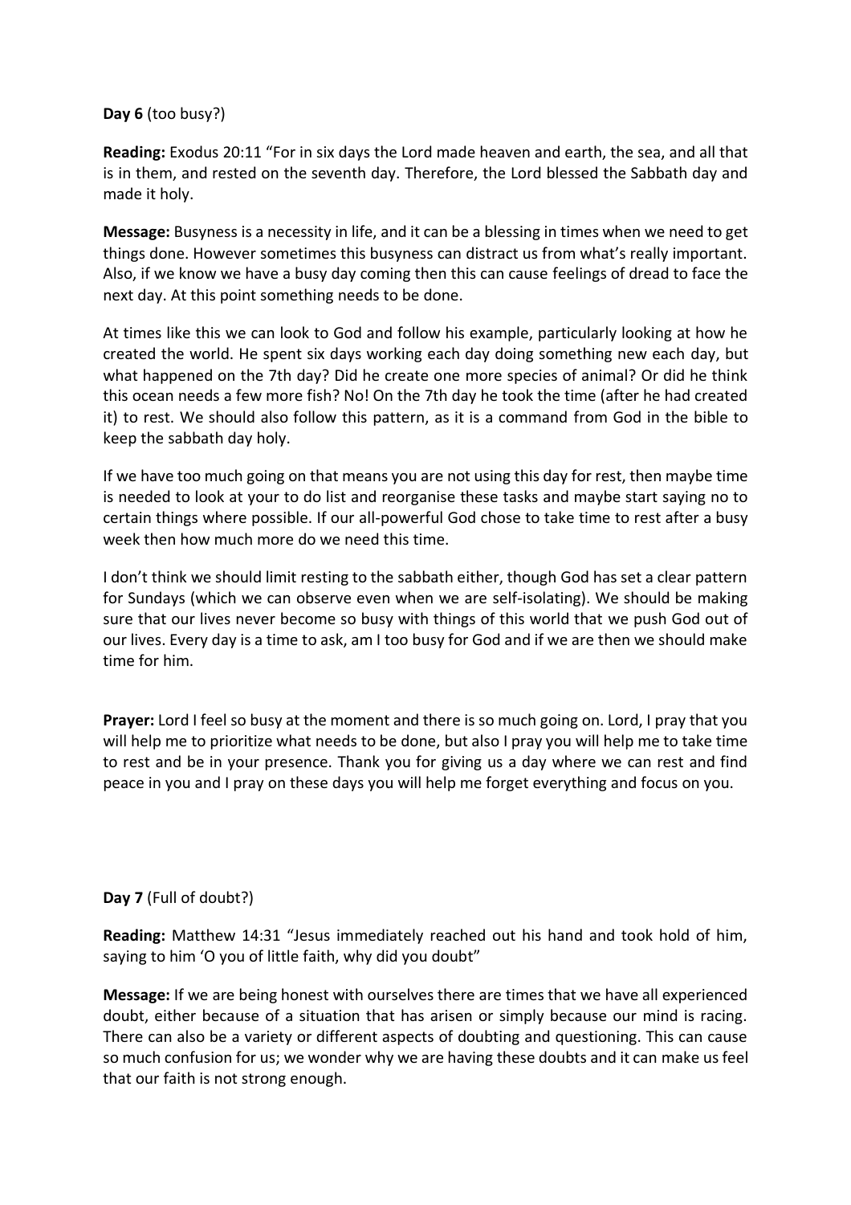**Day 6** (too busy?)

**Reading:** Exodus 20:11 "For in six days the Lord made heaven and earth, the sea, and all that is in them, and rested on the seventh day. Therefore, the Lord blessed the Sabbath day and made it holy.

**Message:** Busyness is a necessity in life, and it can be a blessing in times when we need to get things done. However sometimes this busyness can distract us from what's really important. Also, if we know we have a busy day coming then this can cause feelings of dread to face the next day. At this point something needs to be done.

At times like this we can look to God and follow his example, particularly looking at how he created the world. He spent six days working each day doing something new each day, but what happened on the 7th day? Did he create one more species of animal? Or did he think this ocean needs a few more fish? No! On the 7th day he took the time (after he had created it) to rest. We should also follow this pattern, as it is a command from God in the bible to keep the sabbath day holy.

If we have too much going on that means you are not using this day for rest, then maybe time is needed to look at your to do list and reorganise these tasks and maybe start saying no to certain things where possible. If our all-powerful God chose to take time to rest after a busy week then how much more do we need this time.

I don't think we should limit resting to the sabbath either, though God has set a clear pattern for Sundays (which we can observe even when we are self-isolating). We should be making sure that our lives never become so busy with things of this world that we push God out of our lives. Every day is a time to ask, am I too busy for God and if we are then we should make time for him.

**Prayer:** Lord I feel so busy at the moment and there is so much going on. Lord, I pray that you will help me to prioritize what needs to be done, but also I pray you will help me to take time to rest and be in your presence. Thank you for giving us a day where we can rest and find peace in you and I pray on these days you will help me forget everything and focus on you.

**Day 7** (Full of doubt?)

**Reading:** Matthew 14:31 "Jesus immediately reached out his hand and took hold of him, saying to him 'O you of little faith, why did you doubt"

**Message:** If we are being honest with ourselves there are times that we have all experienced doubt, either because of a situation that has arisen or simply because our mind is racing. There can also be a variety or different aspects of doubting and questioning. This can cause so much confusion for us; we wonder why we are having these doubts and it can make us feel that our faith is not strong enough.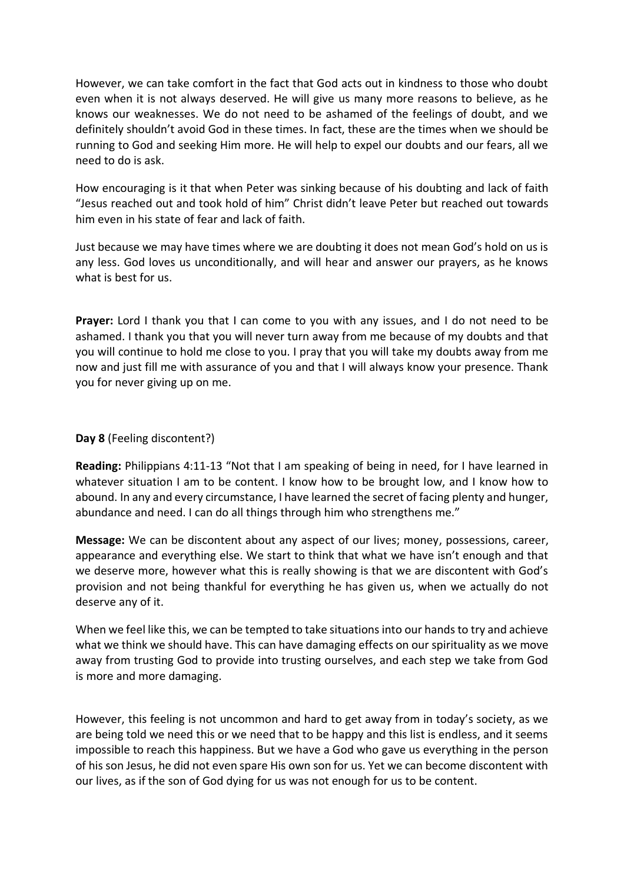However, we can take comfort in the fact that God acts out in kindness to those who doubt even when it is not always deserved. He will give us many more reasons to believe, as he knows our weaknesses. We do not need to be ashamed of the feelings of doubt, and we definitely shouldn't avoid God in these times. In fact, these are the times when we should be running to God and seeking Him more. He will help to expel our doubts and our fears, all we need to do is ask.

How encouraging is it that when Peter was sinking because of his doubting and lack of faith "Jesus reached out and took hold of him" Christ didn't leave Peter but reached out towards him even in his state of fear and lack of faith.

Just because we may have times where we are doubting it does not mean God's hold on us is any less. God loves us unconditionally, and will hear and answer our prayers, as he knows what is best for us.

**Prayer:** Lord I thank you that I can come to you with any issues, and I do not need to be ashamed. I thank you that you will never turn away from me because of my doubts and that you will continue to hold me close to you. I pray that you will take my doubts away from me now and just fill me with assurance of you and that I will always know your presence. Thank you for never giving up on me.

**Day 8** (Feeling discontent?)

**Reading:** Philippians 4:11-13 "Not that I am speaking of being in need, for I have learned in whatever situation I am to be content. I know how to be brought low, and I know how to abound. In any and every circumstance, I have learned the secret of facing plenty and hunger, abundance and need. I can do all things through him who strengthens me."

**Message:** We can be discontent about any aspect of our lives; money, possessions, career, appearance and everything else. We start to think that what we have isn't enough and that we deserve more, however what this is really showing is that we are discontent with God's provision and not being thankful for everything he has given us, when we actually do not deserve any of it.

When we feel like this, we can be tempted to take situations into our hands to try and achieve what we think we should have. This can have damaging effects on our spirituality as we move away from trusting God to provide into trusting ourselves, and each step we take from God is more and more damaging.

However, this feeling is not uncommon and hard to get away from in today's society, as we are being told we need this or we need that to be happy and this list is endless, and it seems impossible to reach this happiness. But we have a God who gave us everything in the person of his son Jesus, he did not even spare His own son for us. Yet we can become discontent with our lives, as if the son of God dying for us was not enough for us to be content.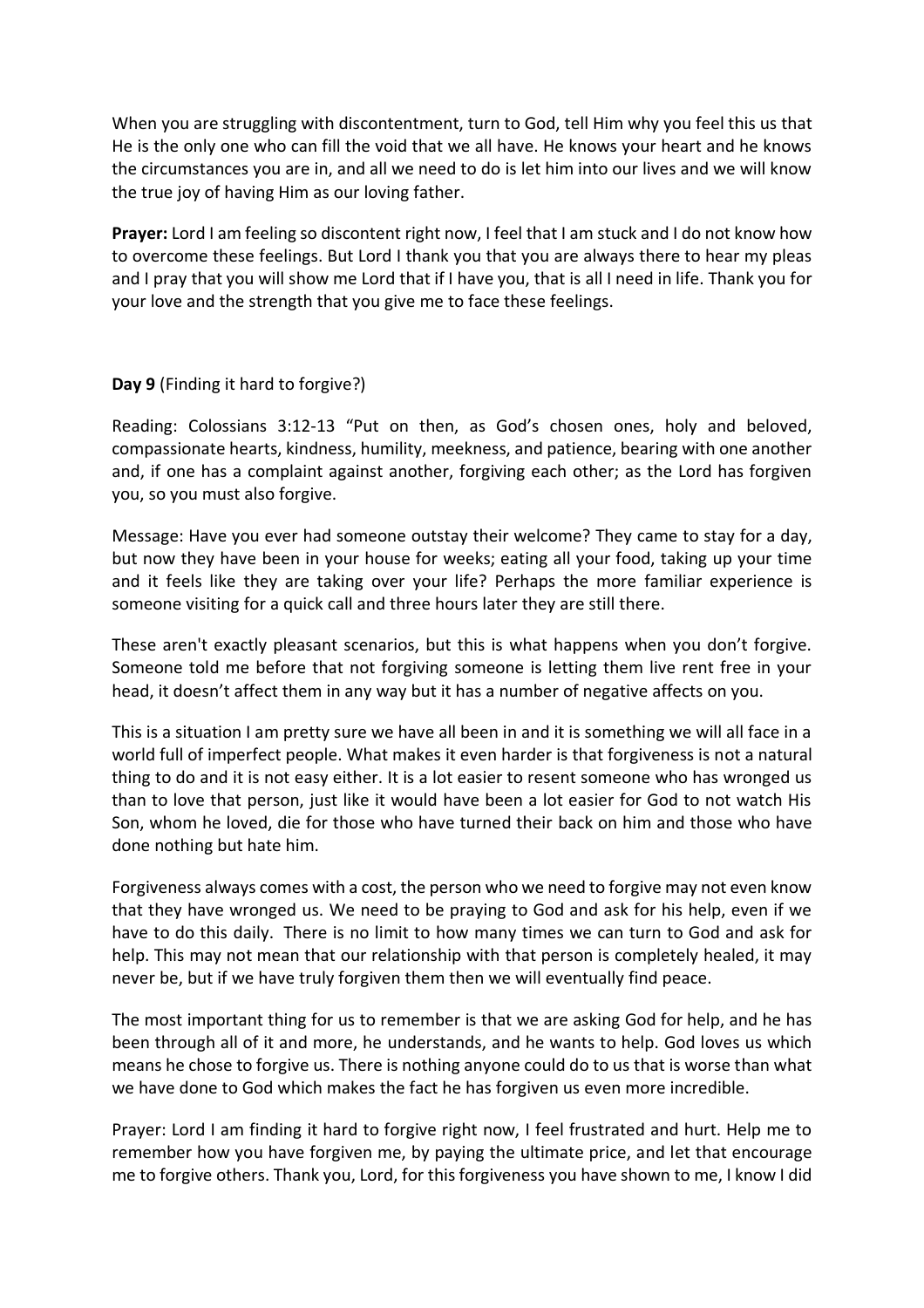When you are struggling with discontentment, turn to God, tell Him why you feel this us that He is the only one who can fill the void that we all have. He knows your heart and he knows the circumstances you are in, and all we need to do is let him into our lives and we will know the true joy of having Him as our loving father.

**Prayer:** Lord I am feeling so discontent right now, I feel that I am stuck and I do not know how to overcome these feelings. But Lord I thank you that you are always there to hear my pleas and I pray that you will show me Lord that if I have you, that is all I need in life. Thank you for your love and the strength that you give me to face these feelings.

**Day 9** (Finding it hard to forgive?)

Reading: Colossians 3:12-13 "Put on then, as God's chosen ones, holy and beloved, compassionate hearts, kindness, humility, meekness, and patience, bearing with one another and, if one has a complaint against another, forgiving each other; as the Lord has forgiven you, so you must also forgive.

Message: Have you ever had someone outstay their welcome? They came to stay for a day, but now they have been in your house for weeks; eating all your food, taking up your time and it feels like they are taking over your life? Perhaps the more familiar experience is someone visiting for a quick call and three hours later they are still there.

These aren't exactly pleasant scenarios, but this is what happens when you don't forgive. Someone told me before that not forgiving someone is letting them live rent free in your head, it doesn't affect them in any way but it has a number of negative affects on you.

This is a situation I am pretty sure we have all been in and it is something we will all face in a world full of imperfect people. What makes it even harder is that forgiveness is not a natural thing to do and it is not easy either. It is a lot easier to resent someone who has wronged us than to love that person, just like it would have been a lot easier for God to not watch His Son, whom he loved, die for those who have turned their back on him and those who have done nothing but hate him.

Forgiveness always comes with a cost, the person who we need to forgive may not even know that they have wronged us. We need to be praying to God and ask for his help, even if we have to do this daily. There is no limit to how many times we can turn to God and ask for help. This may not mean that our relationship with that person is completely healed, it may never be, but if we have truly forgiven them then we will eventually find peace.

The most important thing for us to remember is that we are asking God for help, and he has been through all of it and more, he understands, and he wants to help. God loves us which means he chose to forgive us. There is nothing anyone could do to us that is worse than what we have done to God which makes the fact he has forgiven us even more incredible.

Prayer: Lord I am finding it hard to forgive right now, I feel frustrated and hurt. Help me to remember how you have forgiven me, by paying the ultimate price, and let that encourage me to forgive others. Thank you, Lord, for this forgiveness you have shown to me, I know I did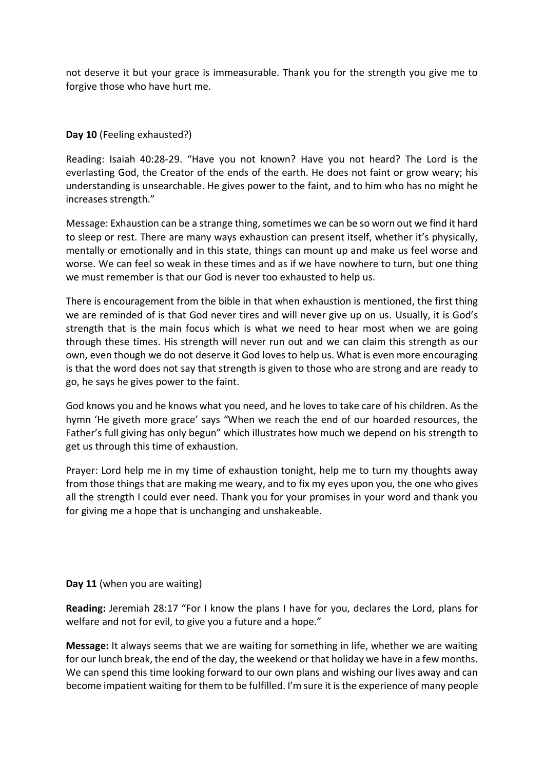not deserve it but your grace is immeasurable. Thank you for the strength you give me to forgive those who have hurt me.

**Day 10** (Feeling exhausted?)

Reading: Isaiah 40:28-29. “Have you not known? Have you not heard? The Lord is the everlasting God, the Creator of the ends of the earth. He does not faint or grow weary; his understanding is unsearchable. He gives power to the faint, and to him who has no might he increases strength.”

Message: Exhaustion can be a strange thing, sometimes we can be so worn out we find it hard to sleep or rest. There are many ways exhaustion can present itself, whether it’s physically, mentally or emotionally and in this state, things can mount up and make us feel worse and worse. We can feel so weak in these times and as if we have nowhere to turn, but one thing we must remember is that our God is never too exhausted to help us.

There is encouragement from the bible in that when exhaustion is mentioned, the first thing we are reminded of is that God never tires and will never give up on us. Usually, it is God’s strength that is the main focus which is what we need to hear most when we are going through these times. His strength will never run out and we can claim this strength as our own, even though we do not deserve it God loves to help us. What is even more encouraging is that the word does not say that strength is given to those who are strong and are ready to go, he says he gives power to the faint.

God knows you and he knows what you need, and he loves to take care of his children. As the hymn ‘He giveth more grace’ says “When we reach the end of our hoarded resources, the Father’s full giving has only begun” which illustrates how much we depend on his strength to get us through this time of exhaustion.

Prayer: Lord help me in my time of exhaustion tonight, help me to turn my thoughts away from those things that are making me weary, and to fix my eyes upon you, the one who gives all the strength I could ever need. Thank you for your promises in your word and thank you for giving me a hope that is unchanging and unshakeable.

**Day 11** (when you are waiting)

**Reading:** Jeremiah 28:17 “For I know the plans I have for you, declares the Lord, plans for welfare and not for evil, to give you a future and a hope.”

**Message:** It always seems that we are waiting for something in life, whether we are waiting for our lunch break, the end of the day, the weekend or that holiday we have in a few months. We can spend this time looking forward to our own plans and wishing our lives away and can become impatient waiting for them to be fulfilled. I’m sure it is the experience of many people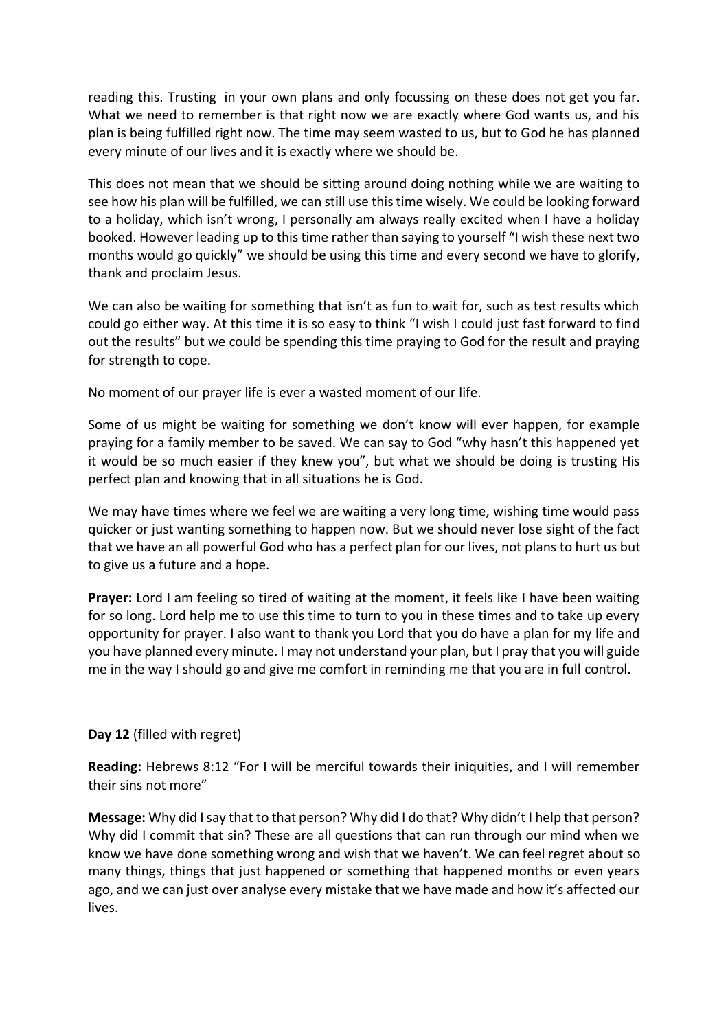reading this. Trusting  in your own plans and only focussing on these does not get you far. What we need to remember is that right now we are exactly where God wants us, and his plan is being fulfilled right now. The time may seem wasted to us, but to God he has planned every minute of our lives and it is exactly where we should be.

This does not mean that we should be sitting around doing nothing while we are waiting to see how his plan will be fulfilled, we can still use this time wisely. We could be looking forward to a holiday, which isn't wrong, I personally am always really excited when I have a holiday booked. However leading up to this time rather than saying to yourself "I wish these next two months would go quickly" we should be using this time and every second we have to glorify, thank and proclaim Jesus.

We can also be waiting for something that isn't as fun to wait for, such as test results which could go either way. At this time it is so easy to think "I wish I could just fast forward to find out the results" but we could be spending this time praying to God for the result and praying for strength to cope.

No moment of our prayer life is ever a wasted moment of our life.

Some of us might be waiting for something we don't know will ever happen, for example praying for a family member to be saved. We can say to God "why hasn't this happened yet it would be so much easier if they knew you", but what we should be doing is trusting His perfect plan and knowing that in all situations he is God.

We may have times where we feel we are waiting a very long time, wishing time would pass quicker or just wanting something to happen now. But we should never lose sight of the fact that we have an all powerful God who has a perfect plan for our lives, not plans to hurt us but to give us a future and a hope.

**Prayer:** Lord I am feeling so tired of waiting at the moment, it feels like I have been waiting for so long. Lord help me to use this time to turn to you in these times and to take up every opportunity for prayer. I also want to thank you Lord that you do have a plan for my life and you have planned every minute. I may not understand your plan, but I pray that you will guide me in the way I should go and give me comfort in reminding me that you are in full control.

**Day 12** (filled with regret)

**Reading:** Hebrews 8:12 "For I will be merciful towards their iniquities, and I will remember their sins not more"

**Message:** Why did I say that to that person? Why did I do that? Why didn't I help that person? Why did I commit that sin? These are all questions that can run through our mind when we know we have done something wrong and wish that we haven't. We can feel regret about so many things, things that just happened or something that happened months or even years ago, and we can just over analyse every mistake that we have made and how it's affected our lives.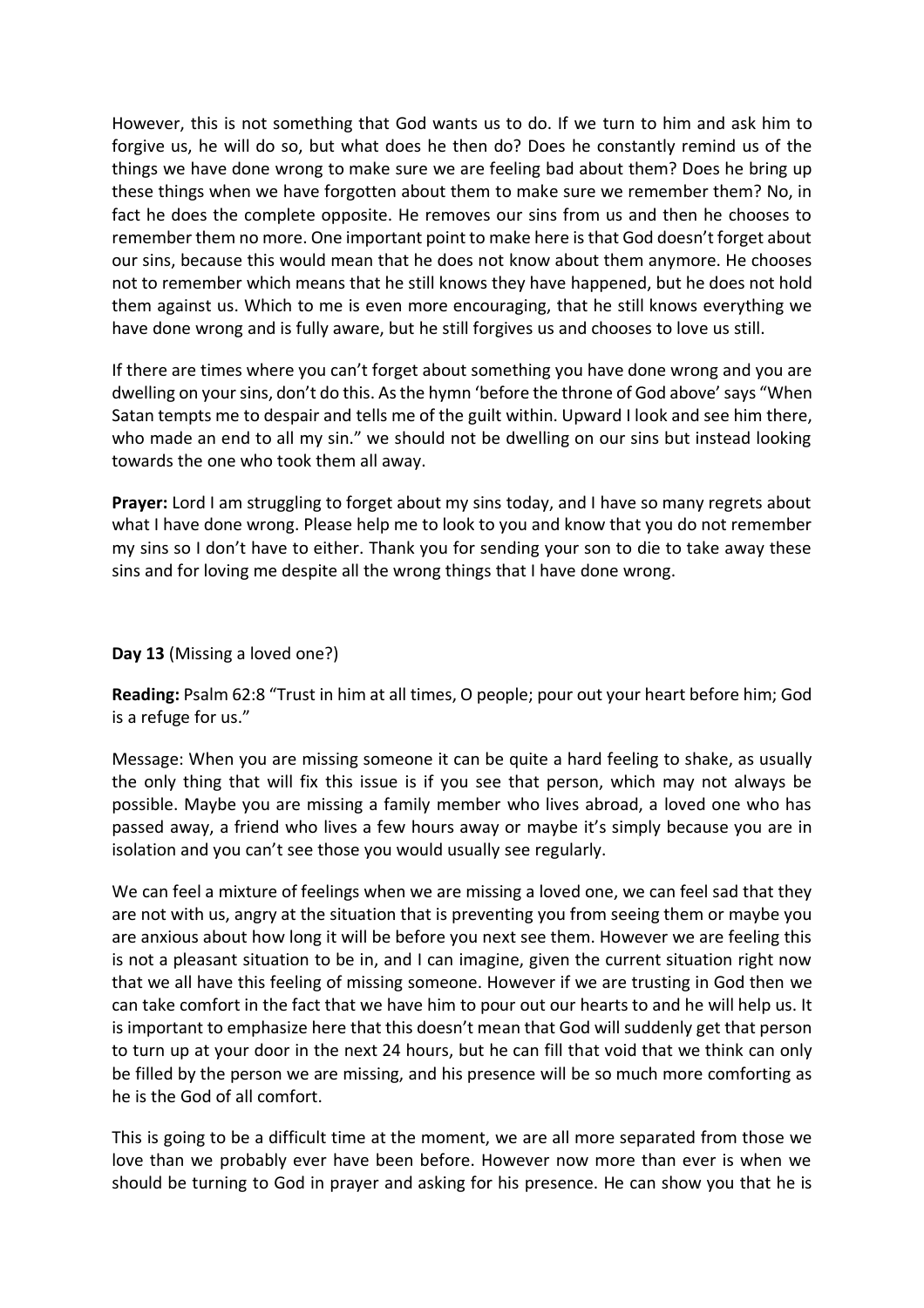However, this is not something that God wants us to do. If we turn to him and ask him to forgive us, he will do so, but what does he then do? Does he constantly remind us of the things we have done wrong to make sure we are feeling bad about them? Does he bring up these things when we have forgotten about them to make sure we remember them? No, in fact he does the complete opposite. He removes our sins from us and then he chooses to remember them no more. One important point to make here is that God doesn't forget about our sins, because this would mean that he does not know about them anymore. He chooses not to remember which means that he still knows they have happened, but he does not hold them against us. Which to me is even more encouraging, that he still knows everything we have done wrong and is fully aware, but he still forgives us and chooses to love us still.

If there are times where you can't forget about something you have done wrong and you are dwelling on your sins, don't do this. As the hymn 'before the throne of God above' says "When Satan tempts me to despair and tells me of the guilt within. Upward I look and see him there, who made an end to all my sin." we should not be dwelling on our sins but instead looking towards the one who took them all away.

**Prayer:** Lord I am struggling to forget about my sins today, and I have so many regrets about what I have done wrong. Please help me to look to you and know that you do not remember my sins so I don't have to either. Thank you for sending your son to die to take away these sins and for loving me despite all the wrong things that I have done wrong.

**Day 13** (Missing a loved one?)

**Reading:** Psalm 62:8 "Trust in him at all times, O people; pour out your heart before him; God is a refuge for us."

Message: When you are missing someone it can be quite a hard feeling to shake, as usually the only thing that will fix this issue is if you see that person, which may not always be possible. Maybe you are missing a family member who lives abroad, a loved one who has passed away, a friend who lives a few hours away or maybe it's simply because you are in isolation and you can't see those you would usually see regularly.

We can feel a mixture of feelings when we are missing a loved one, we can feel sad that they are not with us, angry at the situation that is preventing you from seeing them or maybe you are anxious about how long it will be before you next see them. However we are feeling this is not a pleasant situation to be in, and I can imagine, given the current situation right now that we all have this feeling of missing someone. However if we are trusting in God then we can take comfort in the fact that we have him to pour out our hearts to and he will help us. It is important to emphasize here that this doesn't mean that God will suddenly get that person to turn up at your door in the next 24 hours, but he can fill that void that we think can only be filled by the person we are missing, and his presence will be so much more comforting as he is the God of all comfort.

This is going to be a difficult time at the moment, we are all more separated from those we love than we probably ever have been before. However now more than ever is when we should be turning to God in prayer and asking for his presence. He can show you that he is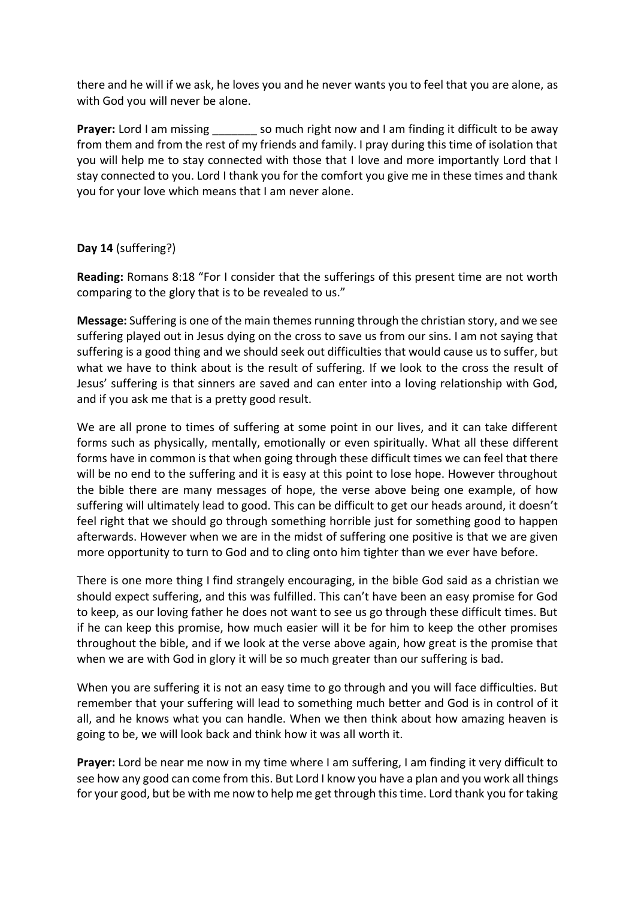there and he will if we ask, he loves you and he never wants you to feel that you are alone, as with God you will never be alone.

**Prayer:** Lord I am missing _______ so much right now and I am finding it difficult to be away from them and from the rest of my friends and family. I pray during this time of isolation that you will help me to stay connected with those that I love and more importantly Lord that I stay connected to you. Lord I thank you for the comfort you give me in these times and thank you for your love which means that I am never alone.

**Day 14** (suffering?)

**Reading:** Romans 8:18 "For I consider that the sufferings of this present time are not worth comparing to the glory that is to be revealed to us."

**Message:** Suffering is one of the main themes running through the christian story, and we see suffering played out in Jesus dying on the cross to save us from our sins. I am not saying that suffering is a good thing and we should seek out difficulties that would cause us to suffer, but what we have to think about is the result of suffering. If we look to the cross the result of Jesus' suffering is that sinners are saved and can enter into a loving relationship with God, and if you ask me that is a pretty good result.

We are all prone to times of suffering at some point in our lives, and it can take different forms such as physically, mentally, emotionally or even spiritually. What all these different forms have in common is that when going through these difficult times we can feel that there will be no end to the suffering and it is easy at this point to lose hope. However throughout the bible there are many messages of hope, the verse above being one example, of how suffering will ultimately lead to good. This can be difficult to get our heads around, it doesn't feel right that we should go through something horrible just for something good to happen afterwards. However when we are in the midst of suffering one positive is that we are given more opportunity to turn to God and to cling onto him tighter than we ever have before.

There is one more thing I find strangely encouraging, in the bible God said as a christian we should expect suffering, and this was fulfilled. This can't have been an easy promise for God to keep, as our loving father he does not want to see us go through these difficult times. But if he can keep this promise, how much easier will it be for him to keep the other promises throughout the bible, and if we look at the verse above again, how great is the promise that when we are with God in glory it will be so much greater than our suffering is bad.

When you are suffering it is not an easy time to go through and you will face difficulties. But remember that your suffering will lead to something much better and God is in control of it all, and he knows what you can handle. When we then think about how amazing heaven is going to be, we will look back and think how it was all worth it.

**Prayer:** Lord be near me now in my time where I am suffering, I am finding it very difficult to see how any good can come from this. But Lord I know you have a plan and you work all things for your good, but be with me now to help me get through this time. Lord thank you for taking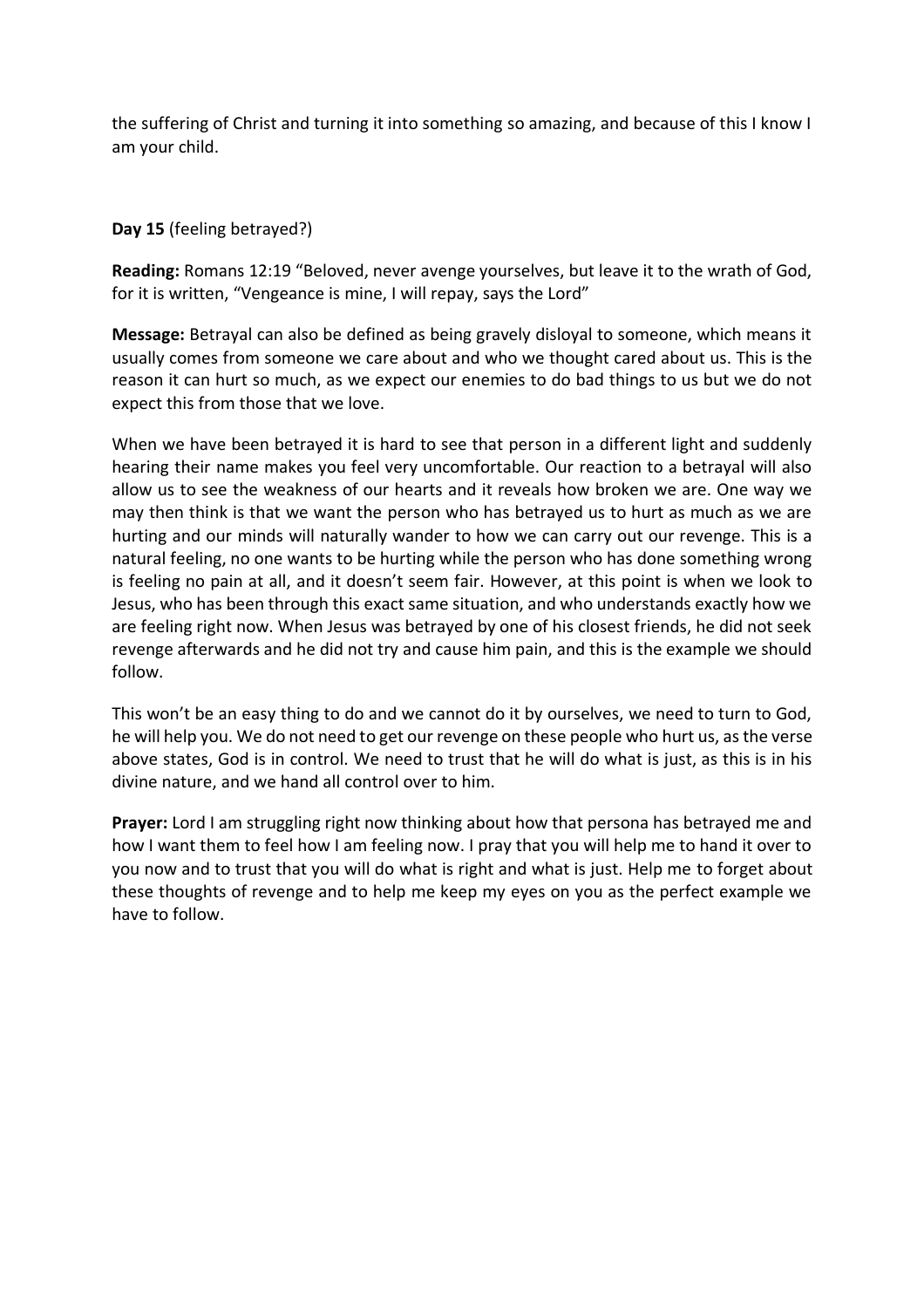the suffering of Christ and turning it into something so amazing, and because of this I know I am your child.

**Day 15** (feeling betrayed?)

**Reading:** Romans 12:19 "Beloved, never avenge yourselves, but leave it to the wrath of God, for it is written, "Vengeance is mine, I will repay, says the Lord"

**Message:** Betrayal can also be defined as being gravely disloyal to someone, which means it usually comes from someone we care about and who we thought cared about us. This is the reason it can hurt so much, as we expect our enemies to do bad things to us but we do not expect this from those that we love.

When we have been betrayed it is hard to see that person in a different light and suddenly hearing their name makes you feel very uncomfortable. Our reaction to a betrayal will also allow us to see the weakness of our hearts and it reveals how broken we are. One way we may then think is that we want the person who has betrayed us to hurt as much as we are hurting and our minds will naturally wander to how we can carry out our revenge. This is a natural feeling, no one wants to be hurting while the person who has done something wrong is feeling no pain at all, and it doesn't seem fair. However, at this point is when we look to Jesus, who has been through this exact same situation, and who understands exactly how we are feeling right now. When Jesus was betrayed by one of his closest friends, he did not seek revenge afterwards and he did not try and cause him pain, and this is the example we should follow.

This won't be an easy thing to do and we cannot do it by ourselves, we need to turn to God, he will help you. We do not need to get our revenge on these people who hurt us, as the verse above states, God is in control. We need to trust that he will do what is just, as this is in his divine nature, and we hand all control over to him.

**Prayer:** Lord I am struggling right now thinking about how that persona has betrayed me and how I want them to feel how I am feeling now. I pray that you will help me to hand it over to you now and to trust that you will do what is right and what is just. Help me to forget about these thoughts of revenge and to help me keep my eyes on you as the perfect example we have to follow.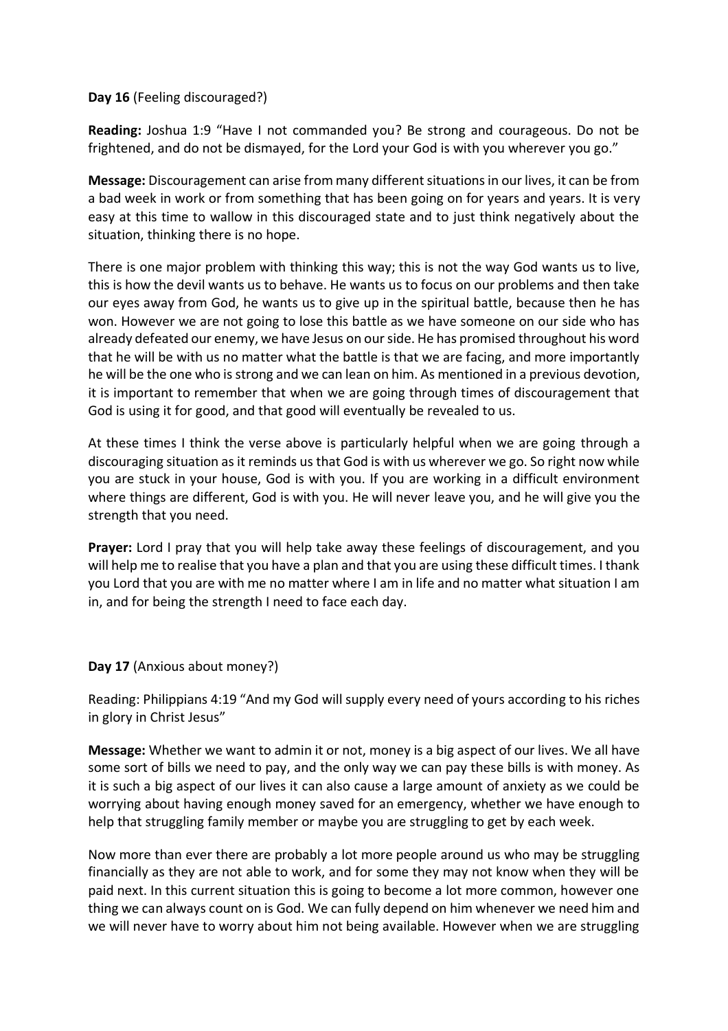**Day 16** (Feeling discouraged?)

**Reading:** Joshua 1:9 "Have I not commanded you? Be strong and courageous. Do not be frightened, and do not be dismayed, for the Lord your God is with you wherever you go."

**Message:** Discouragement can arise from many different situations in our lives, it can be from a bad week in work or from something that has been going on for years and years. It is very easy at this time to wallow in this discouraged state and to just think negatively about the situation, thinking there is no hope.

There is one major problem with thinking this way; this is not the way God wants us to live, this is how the devil wants us to behave. He wants us to focus on our problems and then take our eyes away from God, he wants us to give up in the spiritual battle, because then he has won. However we are not going to lose this battle as we have someone on our side who has already defeated our enemy, we have Jesus on our side. He has promised throughout his word that he will be with us no matter what the battle is that we are facing, and more importantly he will be the one who is strong and we can lean on him. As mentioned in a previous devotion, it is important to remember that when we are going through times of discouragement that God is using it for good, and that good will eventually be revealed to us.

At these times I think the verse above is particularly helpful when we are going through a discouraging situation as it reminds us that God is with us wherever we go. So right now while you are stuck in your house, God is with you. If you are working in a difficult environment where things are different, God is with you. He will never leave you, and he will give you the strength that you need.

**Prayer:** Lord I pray that you will help take away these feelings of discouragement, and you will help me to realise that you have a plan and that you are using these difficult times. I thank you Lord that you are with me no matter where I am in life and no matter what situation I am in, and for being the strength I need to face each day.

**Day 17** (Anxious about money?)

Reading: Philippians 4:19 "And my God will supply every need of yours according to his riches in glory in Christ Jesus"

**Message:** Whether we want to admin it or not, money is a big aspect of our lives. We all have some sort of bills we need to pay, and the only way we can pay these bills is with money. As it is such a big aspect of our lives it can also cause a large amount of anxiety as we could be worrying about having enough money saved for an emergency, whether we have enough to help that struggling family member or maybe you are struggling to get by each week.

Now more than ever there are probably a lot more people around us who may be struggling financially as they are not able to work, and for some they may not know when they will be paid next. In this current situation this is going to become a lot more common, however one thing we can always count on is God. We can fully depend on him whenever we need him and we will never have to worry about him not being available. However when we are struggling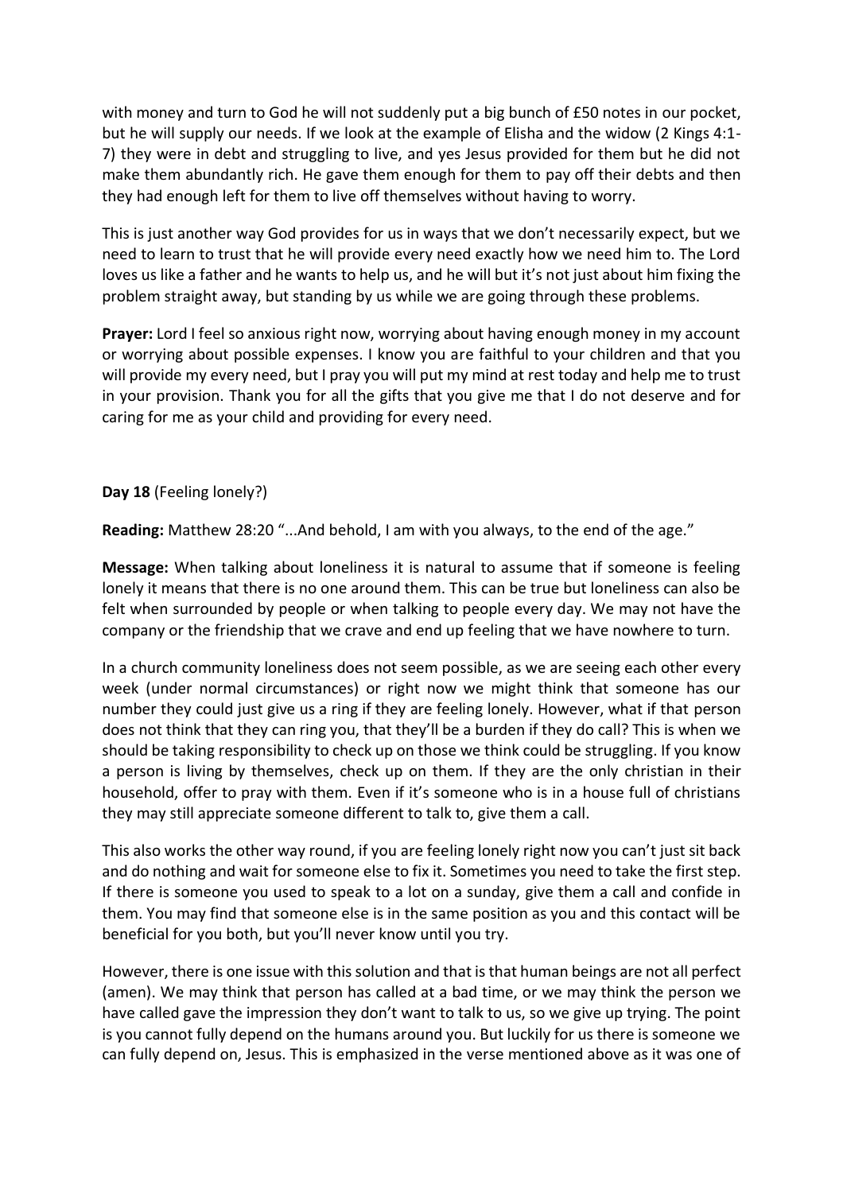with money and turn to God he will not suddenly put a big bunch of £50 notes in our pocket, but he will supply our needs. If we look at the example of Elisha and the widow (2 Kings 4:1-7) they were in debt and struggling to live, and yes Jesus provided for them but he did not make them abundantly rich. He gave them enough for them to pay off their debts and then they had enough left for them to live off themselves without having to worry.

This is just another way God provides for us in ways that we don't necessarily expect, but we need to learn to trust that he will provide every need exactly how we need him to. The Lord loves us like a father and he wants to help us, and he will but it's not just about him fixing the problem straight away, but standing by us while we are going through these problems.

**Prayer:** Lord I feel so anxious right now, worrying about having enough money in my account or worrying about possible expenses. I know you are faithful to your children and that you will provide my every need, but I pray you will put my mind at rest today and help me to trust in your provision. Thank you for all the gifts that you give me that I do not deserve and for caring for me as your child and providing for every need.

**Day 18** (Feeling lonely?)

**Reading:** Matthew 28:20 "...And behold, I am with you always, to the end of the age."

**Message:** When talking about loneliness it is natural to assume that if someone is feeling lonely it means that there is no one around them. This can be true but loneliness can also be felt when surrounded by people or when talking to people every day. We may not have the company or the friendship that we crave and end up feeling that we have nowhere to turn.

In a church community loneliness does not seem possible, as we are seeing each other every week (under normal circumstances) or right now we might think that someone has our number they could just give us a ring if they are feeling lonely. However, what if that person does not think that they can ring you, that they'll be a burden if they do call? This is when we should be taking responsibility to check up on those we think could be struggling. If you know a person is living by themselves, check up on them. If they are the only christian in their household, offer to pray with them. Even if it's someone who is in a house full of christians they may still appreciate someone different to talk to, give them a call.

This also works the other way round, if you are feeling lonely right now you can't just sit back and do nothing and wait for someone else to fix it. Sometimes you need to take the first step. If there is someone you used to speak to a lot on a sunday, give them a call and confide in them. You may find that someone else is in the same position as you and this contact will be beneficial for you both, but you'll never know until you try.

However, there is one issue with this solution and that is that human beings are not all perfect (amen). We may think that person has called at a bad time, or we may think the person we have called gave the impression they don't want to talk to us, so we give up trying. The point is you cannot fully depend on the humans around you. But luckily for us there is someone we can fully depend on, Jesus. This is emphasized in the verse mentioned above as it was one of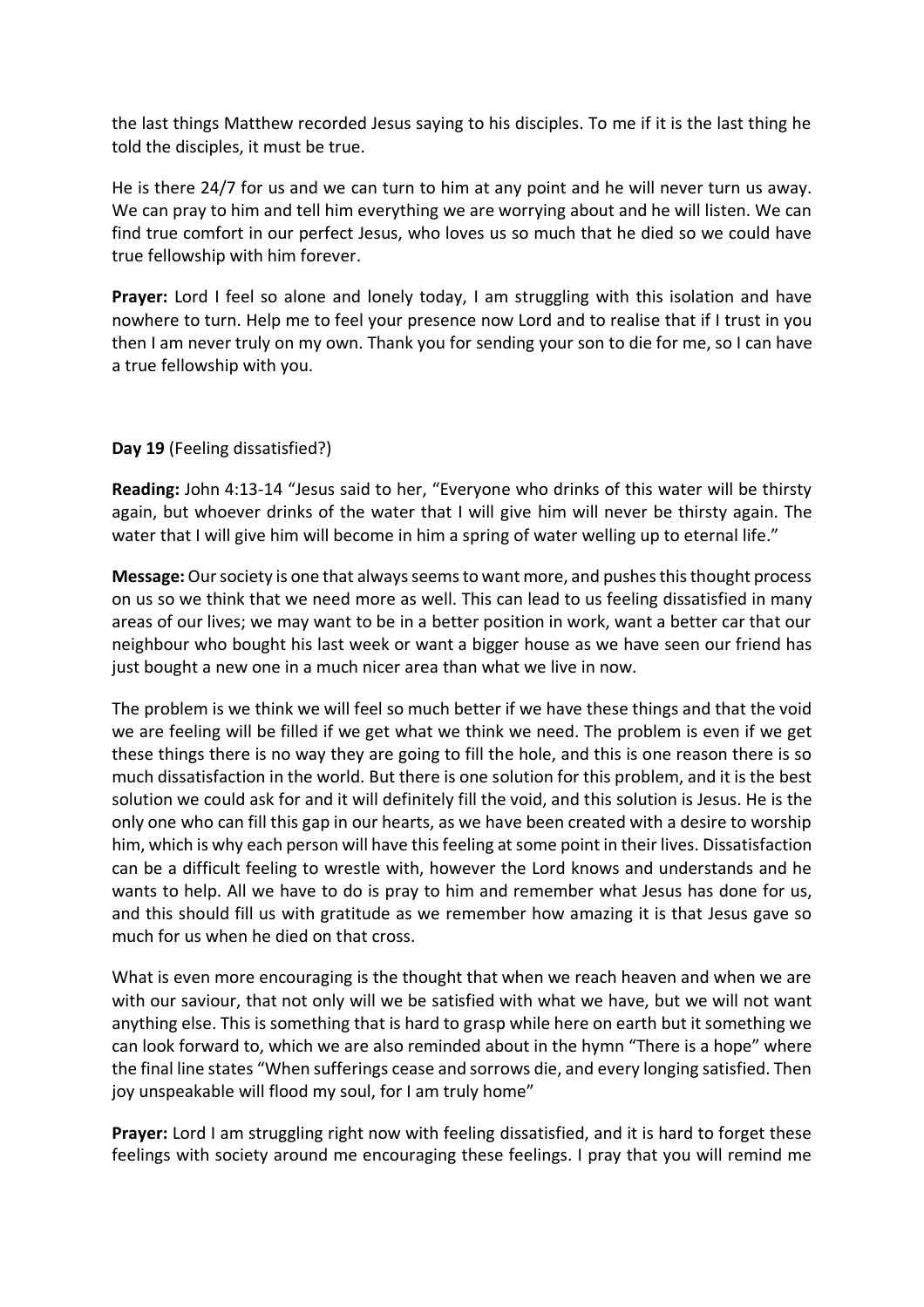the last things Matthew recorded Jesus saying to his disciples. To me if it is the last thing he told the disciples, it must be true.

He is there 24/7 for us and we can turn to him at any point and he will never turn us away. We can pray to him and tell him everything we are worrying about and he will listen. We can find true comfort in our perfect Jesus, who loves us so much that he died so we could have true fellowship with him forever.

**Prayer:** Lord I feel so alone and lonely today, I am struggling with this isolation and have nowhere to turn. Help me to feel your presence now Lord and to realise that if I trust in you then I am never truly on my own. Thank you for sending your son to die for me, so I can have a true fellowship with you.

**Day 19** (Feeling dissatisfied?)

**Reading:** John 4:13-14 "Jesus said to her, "Everyone who drinks of this water will be thirsty again, but whoever drinks of the water that I will give him will never be thirsty again. The water that I will give him will become in him a spring of water welling up to eternal life."

**Message:** Our society is one that always seems to want more, and pushes this thought process on us so we think that we need more as well. This can lead to us feeling dissatisfied in many areas of our lives; we may want to be in a better position in work, want a better car that our neighbour who bought his last week or want a bigger house as we have seen our friend has just bought a new one in a much nicer area than what we live in now.

The problem is we think we will feel so much better if we have these things and that the void we are feeling will be filled if we get what we think we need. The problem is even if we get these things there is no way they are going to fill the hole, and this is one reason there is so much dissatisfaction in the world. But there is one solution for this problem, and it is the best solution we could ask for and it will definitely fill the void, and this solution is Jesus. He is the only one who can fill this gap in our hearts, as we have been created with a desire to worship him, which is why each person will have this feeling at some point in their lives. Dissatisfaction can be a difficult feeling to wrestle with, however the Lord knows and understands and he wants to help. All we have to do is pray to him and remember what Jesus has done for us, and this should fill us with gratitude as we remember how amazing it is that Jesus gave so much for us when he died on that cross.

What is even more encouraging is the thought that when we reach heaven and when we are with our saviour, that not only will we be satisfied with what we have, but we will not want anything else. This is something that is hard to grasp while here on earth but it something we can look forward to, which we are also reminded about in the hymn "There is a hope" where the final line states "When sufferings cease and sorrows die, and every longing satisfied. Then joy unspeakable will flood my soul, for I am truly home"

**Prayer:** Lord I am struggling right now with feeling dissatisfied, and it is hard to forget these feelings with society around me encouraging these feelings. I pray that you will remind me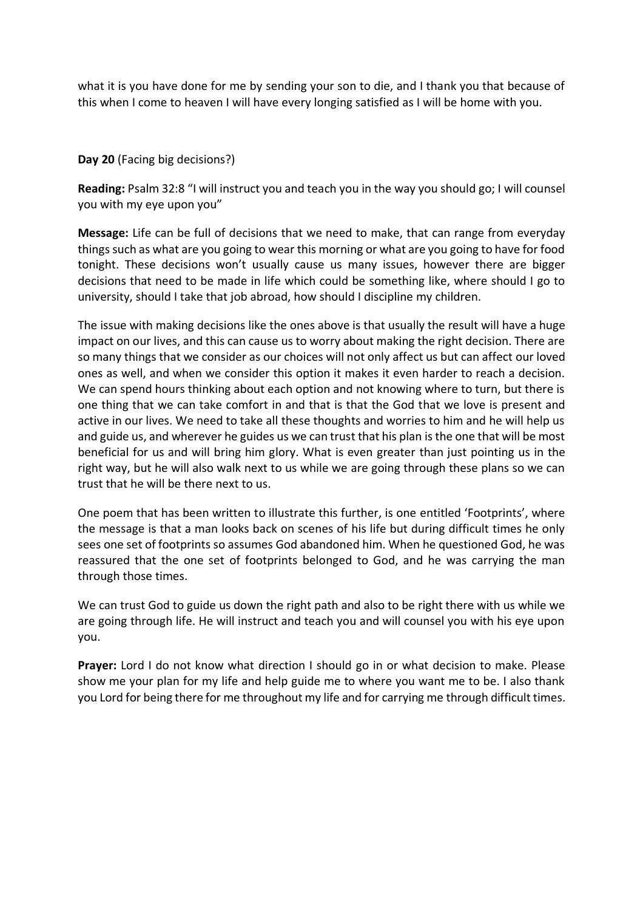what it is you have done for me by sending your son to die, and I thank you that because of this when I come to heaven I will have every longing satisfied as I will be home with you.

**Day 20** (Facing big decisions?)

**Reading:** Psalm 32:8 "I will instruct you and teach you in the way you should go; I will counsel you with my eye upon you"

**Message:** Life can be full of decisions that we need to make, that can range from everyday things such as what are you going to wear this morning or what are you going to have for food tonight. These decisions won't usually cause us many issues, however there are bigger decisions that need to be made in life which could be something like, where should I go to university, should I take that job abroad, how should I discipline my children.

The issue with making decisions like the ones above is that usually the result will have a huge impact on our lives, and this can cause us to worry about making the right decision. There are so many things that we consider as our choices will not only affect us but can affect our loved ones as well, and when we consider this option it makes it even harder to reach a decision. We can spend hours thinking about each option and not knowing where to turn, but there is one thing that we can take comfort in and that is that the God that we love is present and active in our lives. We need to take all these thoughts and worries to him and he will help us and guide us, and wherever he guides us we can trust that his plan is the one that will be most beneficial for us and will bring him glory. What is even greater than just pointing us in the right way, but he will also walk next to us while we are going through these plans so we can trust that he will be there next to us.

One poem that has been written to illustrate this further, is one entitled 'Footprints', where the message is that a man looks back on scenes of his life but during difficult times he only sees one set of footprints so assumes God abandoned him. When he questioned God, he was reassured that the one set of footprints belonged to God, and he was carrying the man through those times.

We can trust God to guide us down the right path and also to be right there with us while we are going through life. He will instruct and teach you and will counsel you with his eye upon you.

**Prayer:** Lord I do not know what direction I should go in or what decision to make. Please show me your plan for my life and help guide me to where you want me to be. I also thank you Lord for being there for me throughout my life and for carrying me through difficult times.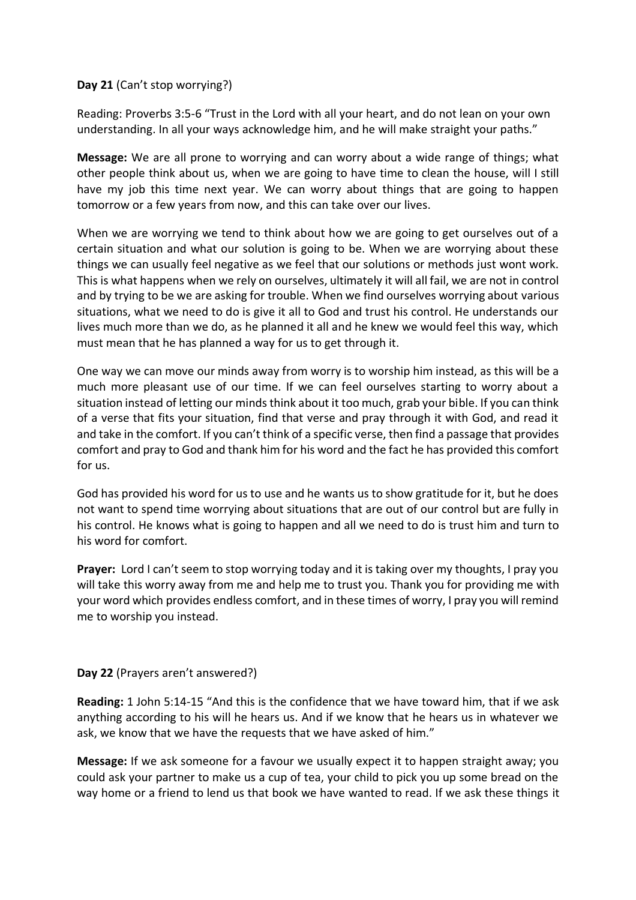**Day 21** (Can't stop worrying?)

Reading: Proverbs 3:5-6 "Trust in the Lord with all your heart, and do not lean on your own understanding. In all your ways acknowledge him, and he will make straight your paths."

**Message:** We are all prone to worrying and can worry about a wide range of things; what other people think about us, when we are going to have time to clean the house, will I still have my job this time next year. We can worry about things that are going to happen tomorrow or a few years from now, and this can take over our lives.

When we are worrying we tend to think about how we are going to get ourselves out of a certain situation and what our solution is going to be. When we are worrying about these things we can usually feel negative as we feel that our solutions or methods just wont work. This is what happens when we rely on ourselves, ultimately it will all fail, we are not in control and by trying to be we are asking for trouble. When we find ourselves worrying about various situations, what we need to do is give it all to God and trust his control. He understands our lives much more than we do, as he planned it all and he knew we would feel this way, which must mean that he has planned a way for us to get through it.

One way we can move our minds away from worry is to worship him instead, as this will be a much more pleasant use of our time. If we can feel ourselves starting to worry about a situation instead of letting our minds think about it too much, grab your bible. If you can think of a verse that fits your situation, find that verse and pray through it with God, and read it and take in the comfort. If you can't think of a specific verse, then find a passage that provides comfort and pray to God and thank him for his word and the fact he has provided this comfort for us.

God has provided his word for us to use and he wants us to show gratitude for it, but he does not want to spend time worrying about situations that are out of our control but are fully in his control. He knows what is going to happen and all we need to do is trust him and turn to his word for comfort.

**Prayer:** Lord I can't seem to stop worrying today and it is taking over my thoughts, I pray you will take this worry away from me and help me to trust you. Thank you for providing me with your word which provides endless comfort, and in these times of worry, I pray you will remind me to worship you instead.

**Day 22** (Prayers aren't answered?)

**Reading:** 1 John 5:14-15 "And this is the confidence that we have toward him, that if we ask anything according to his will he hears us. And if we know that he hears us in whatever we ask, we know that we have the requests that we have asked of him."

**Message:** If we ask someone for a favour we usually expect it to happen straight away; you could ask your partner to make us a cup of tea, your child to pick you up some bread on the way home or a friend to lend us that book we have wanted to read. If we ask these things it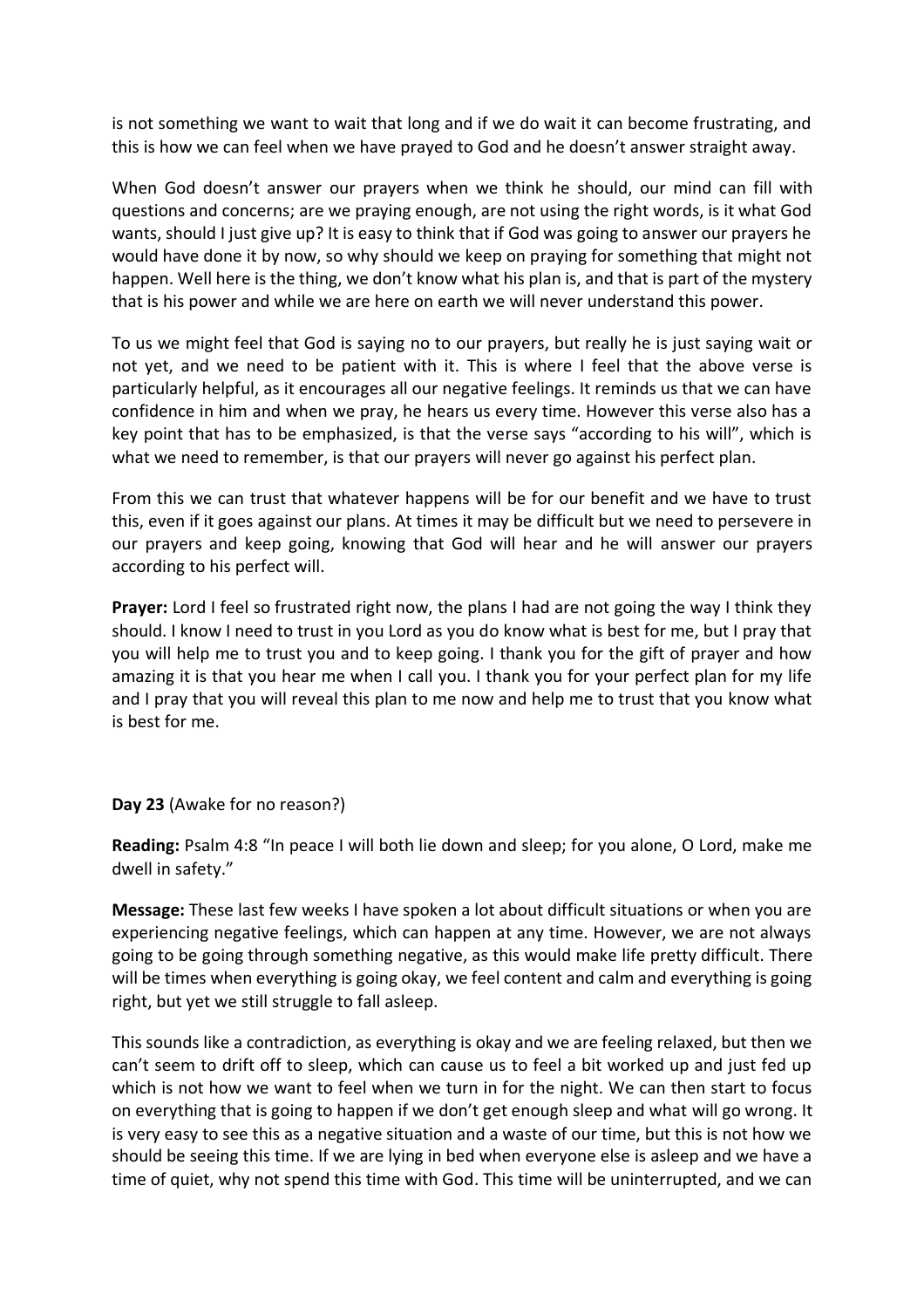is not something we want to wait that long and if we do wait it can become frustrating, and this is how we can feel when we have prayed to God and he doesn't answer straight away.

When God doesn't answer our prayers when we think he should, our mind can fill with questions and concerns; are we praying enough, are not using the right words, is it what God wants, should I just give up? It is easy to think that if God was going to answer our prayers he would have done it by now, so why should we keep on praying for something that might not happen. Well here is the thing, we don't know what his plan is, and that is part of the mystery that is his power and while we are here on earth we will never understand this power.

To us we might feel that God is saying no to our prayers, but really he is just saying wait or not yet, and we need to be patient with it. This is where I feel that the above verse is particularly helpful, as it encourages all our negative feelings. It reminds us that we can have confidence in him and when we pray, he hears us every time. However this verse also has a key point that has to be emphasized, is that the verse says "according to his will", which is what we need to remember, is that our prayers will never go against his perfect plan.

From this we can trust that whatever happens will be for our benefit and we have to trust this, even if it goes against our plans. At times it may be difficult but we need to persevere in our prayers and keep going, knowing that God will hear and he will answer our prayers according to his perfect will.

**Prayer:** Lord I feel so frustrated right now, the plans I had are not going the way I think they should. I know I need to trust in you Lord as you do know what is best for me, but I pray that you will help me to trust you and to keep going. I thank you for the gift of prayer and how amazing it is that you hear me when I call you. I thank you for your perfect plan for my life and I pray that you will reveal this plan to me now and help me to trust that you know what is best for me.

**Day 23** (Awake for no reason?)

**Reading:** Psalm 4:8 "In peace I will both lie down and sleep; for you alone, O Lord, make me dwell in safety."

**Message:** These last few weeks I have spoken a lot about difficult situations or when you are experiencing negative feelings, which can happen at any time. However, we are not always going to be going through something negative, as this would make life pretty difficult. There will be times when everything is going okay, we feel content and calm and everything is going right, but yet we still struggle to fall asleep.

This sounds like a contradiction, as everything is okay and we are feeling relaxed, but then we can't seem to drift off to sleep, which can cause us to feel a bit worked up and just fed up which is not how we want to feel when we turn in for the night. We can then start to focus on everything that is going to happen if we don't get enough sleep and what will go wrong. It is very easy to see this as a negative situation and a waste of our time, but this is not how we should be seeing this time. If we are lying in bed when everyone else is asleep and we have a time of quiet, why not spend this time with God. This time will be uninterrupted, and we can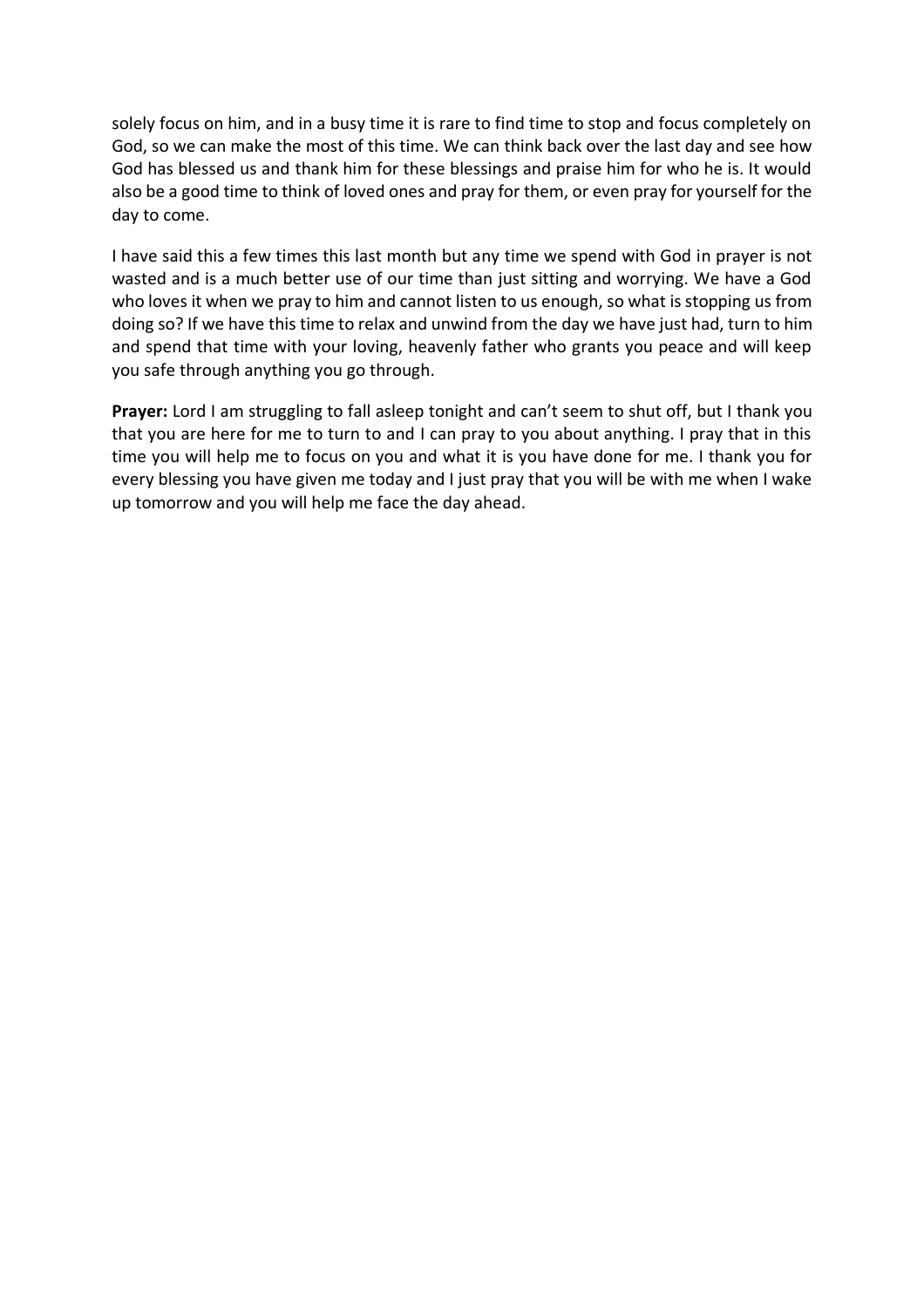solely focus on him, and in a busy time it is rare to find time to stop and focus completely on God, so we can make the most of this time. We can think back over the last day and see how God has blessed us and thank him for these blessings and praise him for who he is. It would also be a good time to think of loved ones and pray for them, or even pray for yourself for the day to come.

I have said this a few times this last month but any time we spend with God in prayer is not wasted and is a much better use of our time than just sitting and worrying. We have a God who loves it when we pray to him and cannot listen to us enough, so what is stopping us from doing so? If we have this time to relax and unwind from the day we have just had, turn to him and spend that time with your loving, heavenly father who grants you peace and will keep you safe through anything you go through.

**Prayer:** Lord I am struggling to fall asleep tonight and can't seem to shut off, but I thank you that you are here for me to turn to and I can pray to you about anything. I pray that in this time you will help me to focus on you and what it is you have done for me. I thank you for every blessing you have given me today and I just pray that you will be with me when I wake up tomorrow and you will help me face the day ahead.